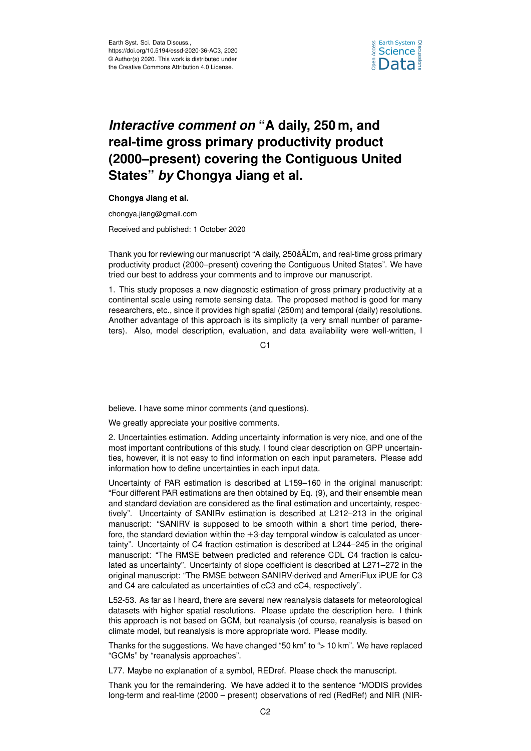# *Interactive comment on* "A daily, 250 m, and real-time gross primary productivity product (2000–present) covering the Contiguous United States" *by* Chongya Jiang et al.

**Chongya Jiang et al.**

chongya.jiang@gmail.com

Received and published: 1 October 2020

Thank you for reviewing our manuscript "A daily, 250âĂĽm, and real-time gross primary productivity product (2000–present) covering the Contiguous United States". We have tried our best to address your comments and to improve our manuscript.

1. This study proposes a new diagnostic estimation of gross primary productivity at a continental scale using remote sensing data. The proposed method is good for many researchers, etc., since it provides high spatial (250m) and temporal (daily) resolutions. Another advantage of this approach is its simplicity (a very small number of parameters). Also, model description, evaluation, and data availability were well-written, I believe. I have some minor comments (and questions).

We greatly appreciate your positive comments.

2. Uncertainties estimation. Adding uncertainty information is very nice, and one of the most important contributions of this study. I found clear description on GPP uncertainties, however, it is not easy to find information on each input parameters. Please add information how to define uncertainties in each input data.

Uncertainty of PAR estimation is described at L159–160 in the original manuscript: "Four different PAR estimations are then obtained by Eq. (9), and their ensemble mean and standard deviation are considered as the final estimation and uncertainty, respectively". Uncertainty of SANIRv estimation is described at L212–213 in the original manuscript: "SANIRV is supposed to be smooth within a short time period, therefore, the standard deviation within the $\pm$3-day temporal window is calculated as uncertainty". Uncertainty of C4 fraction estimation is described at L244–245 in the original manuscript: "The RMSE between predicted and reference CDL C4 fraction is calculated as uncertainty". Uncertainty of slope coefficient is described at L271–272 in the original manuscript: "The RMSE between SANIRV-derived and AmeriFlux iPUE for C3 and C4 are calculated as uncertainties of cC3 and cC4, respectively".

L52-53. As far as I heard, there are several new reanalysis datasets for meteorological datasets with higher spatial resolutions. Please update the description here. I think this approach is not based on GCM, but reanalysis (of course, reanalysis is based on climate model, but reanalysis is more appropriate word. Please modify.

Thanks for the suggestions. We have changed "50 km" to "> 10 km". We have replaced "GCMs" by "reanalysis approaches".

L77. Maybe no explanation of a symbol, REDref. Please check the manuscript.

Thank you for the remaindering. We have added it to the sentence "MODIS provides long-term and real-time (2000 – present) observations of red (RedRef) and NIR (NIR-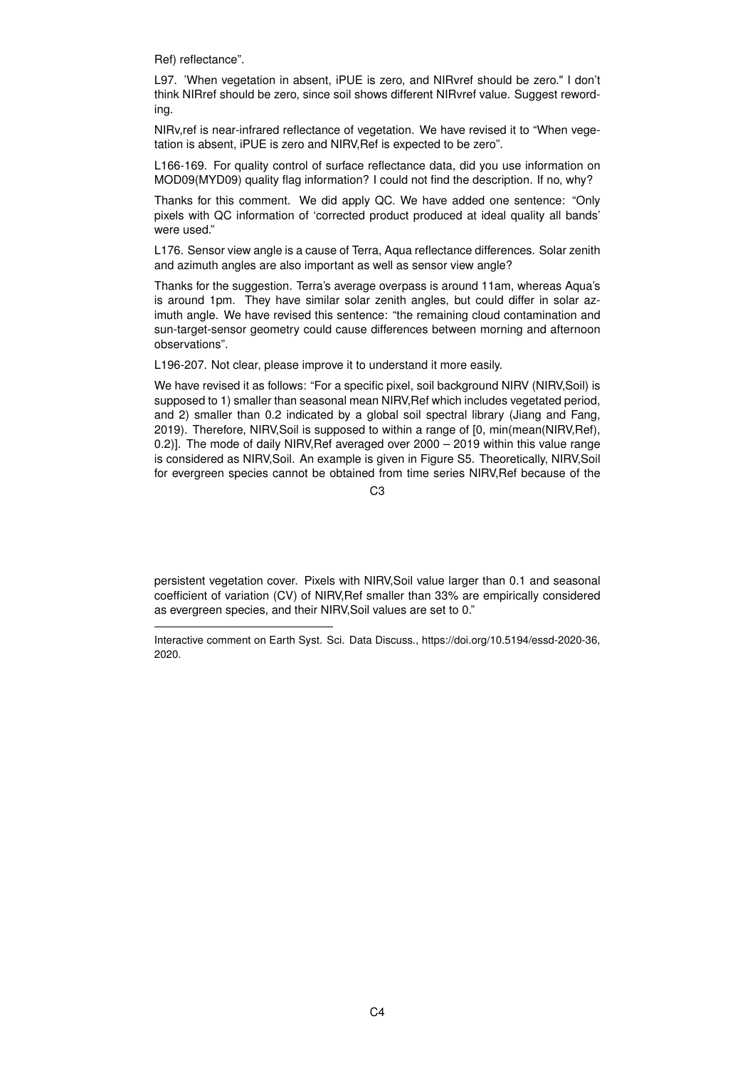Ref) reflectance".

L97. 'When vegetation in absent, iPUE is zero, and NIRvref should be zero." I don't think NIRref should be zero, since soil shows different NIRvref value. Suggest rewording.

NIRv,ref is near-infrared reflectance of vegetation. We have revised it to "When vegetation is absent, iPUE is zero and NIRV,Ref is expected to be zero".

L166-169. For quality control of surface reflectance data, did you use information on MOD09(MYD09) quality flag information? I could not find the description. If no, why?

Thanks for this comment. We did apply QC. We have added one sentence: "Only pixels with QC information of 'corrected product produced at ideal quality all bands' were used."

L176. Sensor view angle is a cause of Terra, Aqua reflectance differences. Solar zenith and azimuth angles are also important as well as sensor view angle?

Thanks for the suggestion. Terra's average overpass is around 11am, whereas Aqua's is around 1pm. They have similar solar zenith angles, but could differ in solar azimuth angle. We have revised this sentence: "the remaining cloud contamination and sun-target-sensor geometry could cause differences between morning and afternoon observations".

L196-207. Not clear, please improve it to understand it more easily.

We have revised it as follows: "For a specific pixel, soil background NIRV (NIRV,Soil) is supposed to 1) smaller than seasonal mean NIRV,Ref which includes vegetated period, and 2) smaller than 0.2 indicated by a global soil spectral library (Jiang and Fang, 2019). Therefore, NIRV,Soil is supposed to within a range of [0, min(mean(NIRV,Ref), 0.2)]. The mode of daily NIRV,Ref averaged over 2000 – 2019 within this value range is considered as NIRV,Soil. An example is given in Figure S5. Theoretically, NIRV,Soil for evergreen species cannot be obtained from time series NIRV,Ref because of the persistent vegetation cover. Pixels with NIRV,Soil value larger than 0.1 and seasonal coefficient of variation (CV) of NIRV,Ref smaller than 33% are empirically considered as evergreen species, and their NIRV,Soil values are set to 0."

---

Interactive comment on Earth Syst. Sci. Data Discuss., https://doi.org/10.5194/essd-2020-36, 2020.